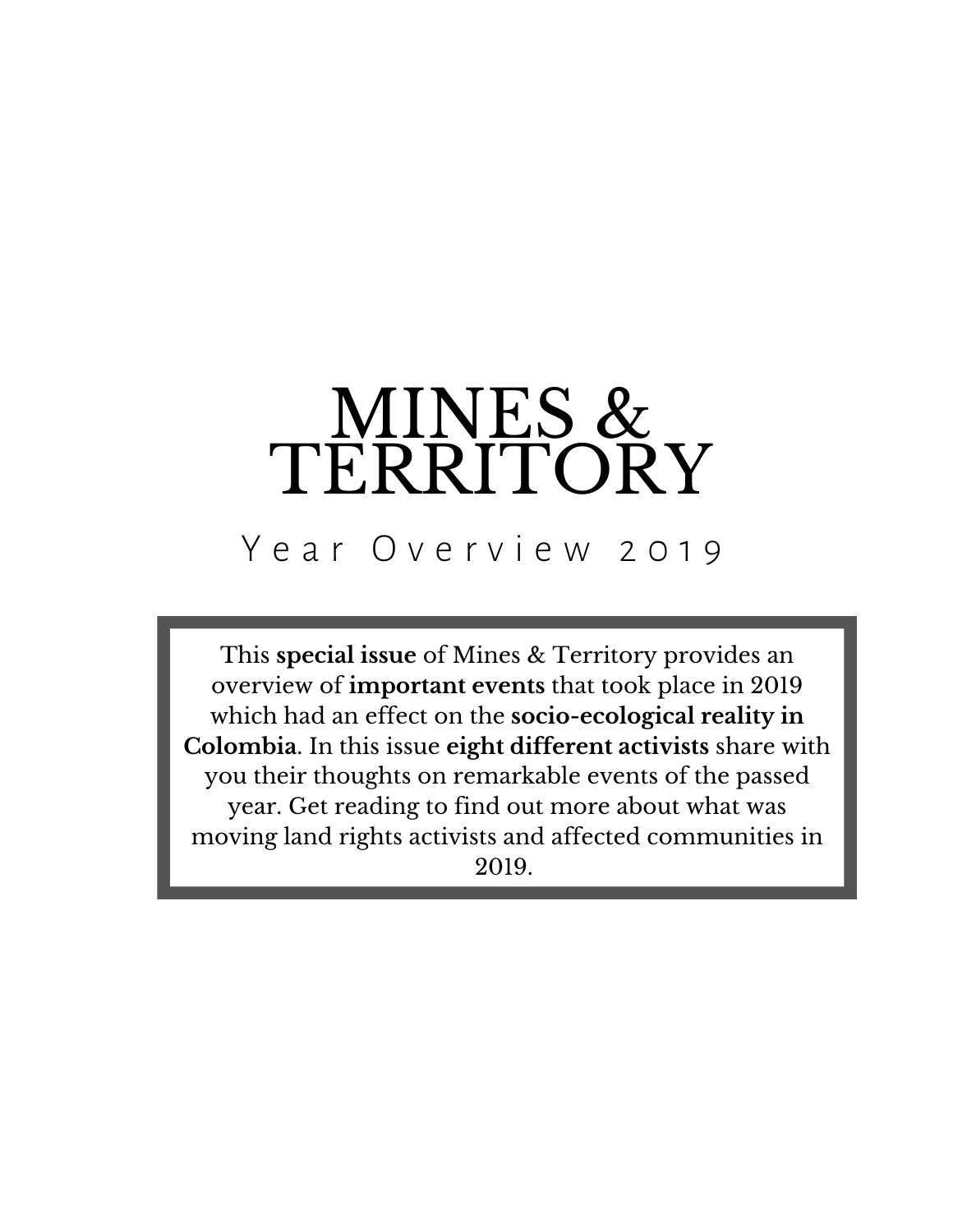# MINES & TERRITORY

## Year Overview 2019

This **special issue** of Mines & Territory provides an overview of **important events** that took place in 2019 which had an effect on the **socio-ecological reality in Colombia**. In this issue **eight different activists** share with you their thoughts on remarkable events of the passed year. Get reading to find out more about what was moving land rights activists and affected communities in 2019.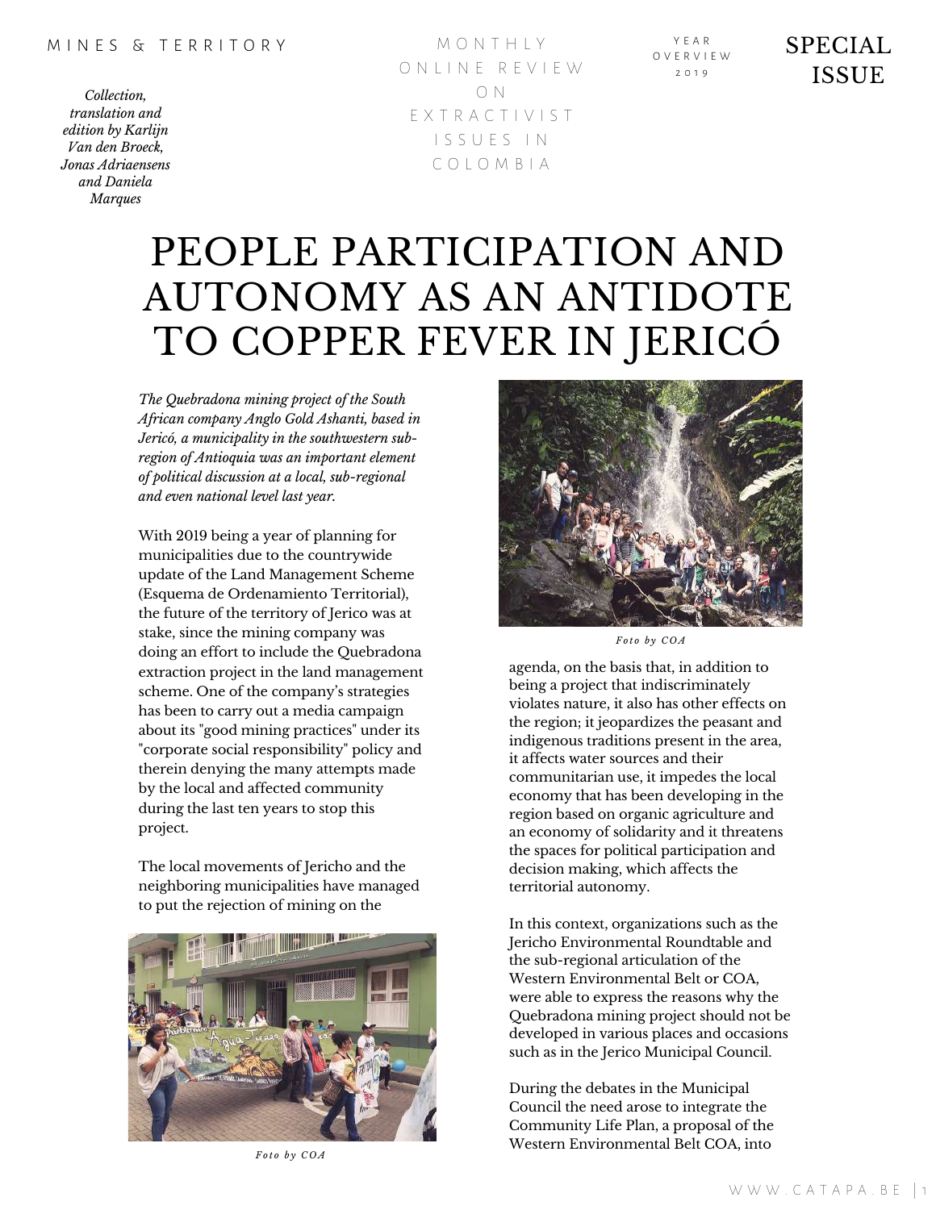MINES & TERRITORY

MONTHLY ONLINE REVIEW ON EXTRACTIVIST ISSUES IN COLOMBIA

YEAR OVERVIEW 2019

SPECIAL ISSUE

*Collection, translation and edition by Karlijn Van den Broeck, Jonas Adriaensens and Daniela Marques*

# PEOPLE PARTICIPATION AND AUTONOMY AS AN ANTIDOTE TO COPPER FEVER IN JERICÓ

*The Quebradona mining project of the South African company Anglo Gold Ashanti, based in Jericó, a municipality in the southwestern sub-region of Antioquia was an important element of political discussion at a local, sub-regional and even national level last year.*

With 2019 being a year of planning for municipalities due to the countrywide update of the Land Management Scheme (Esquema de Ordenamiento Territorial), the future of the territory of Jerico was at stake, since the mining company was doing an effort to include the Quebradona extraction project in the land management scheme. One of the company's strategies has been to carry out a media campaign about its "good mining practices" under its "corporate social responsibility" policy and therein denying the many attempts made by the local and affected community during the last ten years to stop this project.

The local movements of Jericho and the neighboring municipalities have managed to put the rejection of mining on the agenda, on the basis that, in addition to being a project that indiscriminately violates nature, it also has other effects on the region; it jeopardizes the peasant and indigenous traditions present in the area, it affects water sources and their communitarian use, it impedes the local economy that has been developing in the region based on organic agriculture and an economy of solidarity and it threatens the spaces for political participation and decision making, which affects the territorial autonomy.

*Foto by COA*

*Foto by COA*

In this context, organizations such as the Jericho Environmental Roundtable and the sub-regional articulation of the Western Environmental Belt or COA, were able to express the reasons why the Quebradona mining project should not be developed in various places and occasions such as in the Jerico Municipal Council.

During the debates in the Municipal Council the need arose to integrate the Community Life Plan, a proposal of the Western Environmental Belt COA, into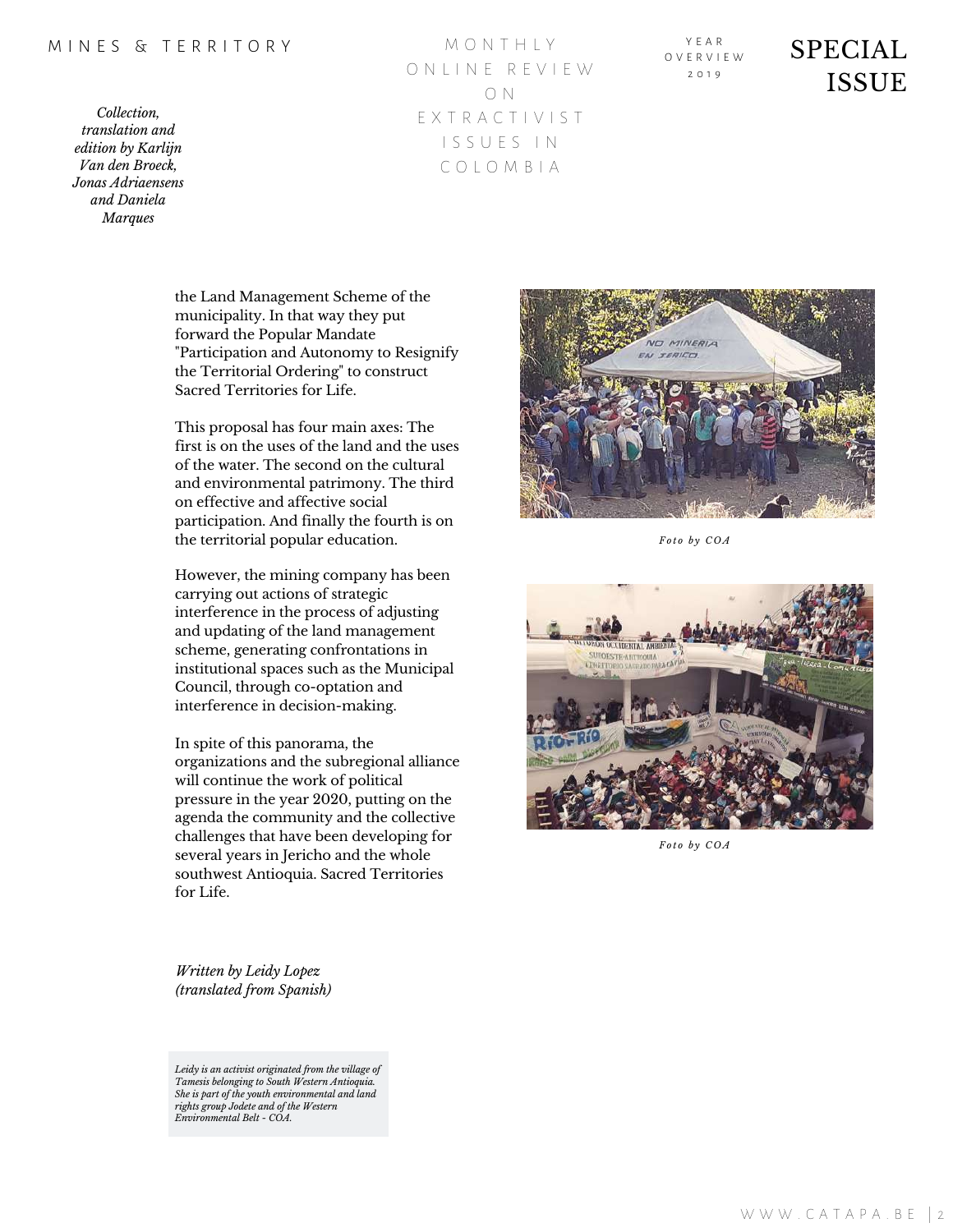*Collection, translation and edition by Karlijn Van den Broeck, Jonas Adriaensens and Daniela Marques*

the Land Management Scheme of the municipality. In that way they put forward the Popular Mandate "Participation and Autonomy to Resignify the Territorial Ordering" to construct Sacred Territories for Life.

This proposal has four main axes: The first is on the uses of the land and the uses of the water. The second on the cultural and environmental patrimony. The third on effective and affective social participation. And finally the fourth is on the territorial popular education.

However, the mining company has been carrying out actions of strategic interference in the process of adjusting and updating of the land management scheme, generating confrontations in institutional spaces such as the Municipal Council, through co-optation and interference in decision-making.

In spite of this panorama, the organizations and the subregional alliance will continue the work of political pressure in the year 2020, putting on the agenda the community and the collective challenges that have been developing for several years in Jericho and the whole southwest Antioquia. Sacred Territories for Life.

*Foto by COA*

*Foto by COA*

*Written by Leidy Lopez (translated from Spanish)*

*Leidy is an activist originated from the village of Tamesis belonging to South Western Antioquia. She is part of the youth environmental and land rights group Jodete and of the Western Environmental Belt - COA.*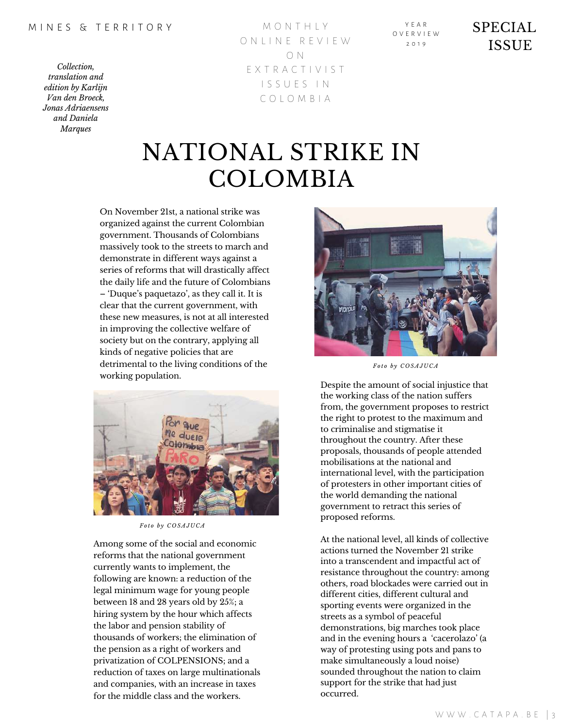MINES & TERRITORY

MONTHLY ONLINE REVIEW ON EXTRACTIVIST ISSUES IN COLOMBIA

YEAR OVERVIEW 2019

SPECIAL ISSUE

*Collection, translation and edition by Karlijn Van den Broeck, Jonas Adriaensens and Daniela Marques*

# NATIONAL STRIKE IN COLOMBIA

On November 21st, a national strike was organized against the current Colombian government. Thousands of Colombians massively took to the streets to march and demonstrate in different ways against a series of reforms that will drastically affect the daily life and the future of Colombians – 'Duque's paquetazo', as they call it. It is clear that the current government, with these new measures, is not at all interested in improving the collective welfare of society but on the contrary, applying all kinds of negative policies that are detrimental to the living conditions of the working population.

*Foto by COSAJUCA*

Among some of the social and economic reforms that the national government currently wants to implement, the following are known: a reduction of the legal minimum wage for young people between 18 and 28 years old by 25%; a hiring system by the hour which affects the labor and pension stability of thousands of workers; the elimination of the pension as a right of workers and privatization of COLPENSIONS; and a reduction of taxes on large multinationals and companies, with an increase in taxes for the middle class and the workers.

*Foto by COSAJUCA*

Despite the amount of social injustice that the working class of the nation suffers from, the government proposes to restrict the right to protest to the maximum and to criminalise and stigmatise it throughout the country. After these proposals, thousands of people attended mobilisations at the national and international level, with the participation of protesters in other important cities of the world demanding the national government to retract this series of proposed reforms.

At the national level, all kinds of collective actions turned the November 21 strike into a transcendent and impactful act of resistance throughout the country: among others, road blockades were carried out in different cities, different cultural and sporting events were organized in the streets as a symbol of peaceful demonstrations, big marches took place and in the evening hours a 'cacerolazo' (a way of protesting using pots and pans to make simultaneously a loud noise) sounded throughout the nation to claim support for the strike that had just occurred.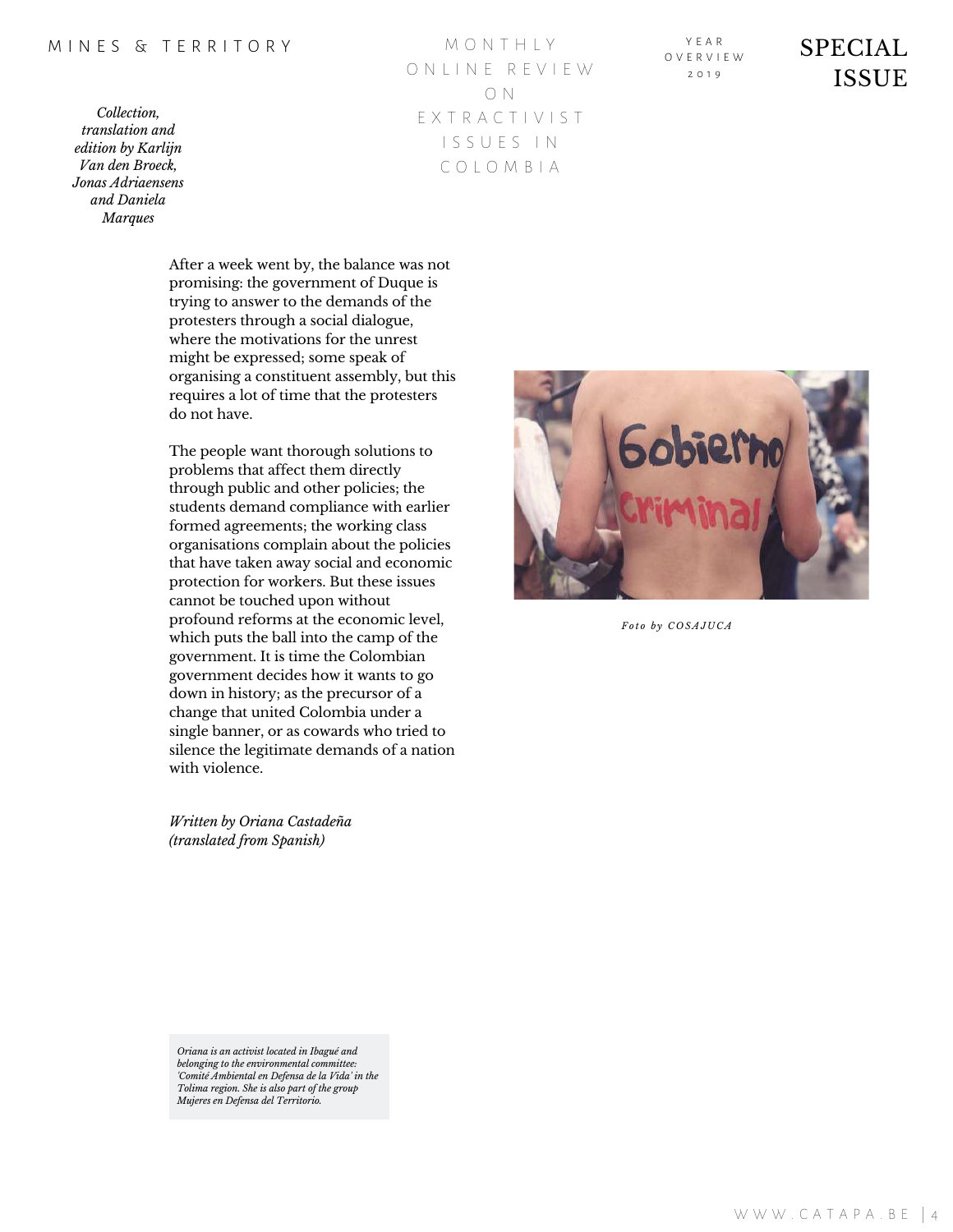After a week went by, the balance was not promising: the government of Duque is trying to answer to the demands of the protesters through a social dialogue, where the motivations for the unrest might be expressed; some speak of organising a constituent assembly, but this requires a lot of time that the protesters do not have.

The people want thorough solutions to problems that affect them directly through public and other policies; the students demand compliance with earlier formed agreements; the working class organisations complain about the policies that have taken away social and economic protection for workers. But these issues cannot be touched upon without profound reforms at the economic level, which puts the ball into the camp of the government. It is time the Colombian government decides how it wants to go down in history; as the precursor of a change that united Colombia under a single banner, or as cowards who tried to silence the legitimate demands of a nation with violence.

*Foto by COSAJUCA*

*Written by Oriana Castadeña (translated from Spanish)*

*Oriana is an activist located in Ibagué and belonging to the environmental committee: 'Comité Ambiental en Defensa de la Vida' in the Tolima region. She is also part of the group Mujeres en Defensa del Territorio.*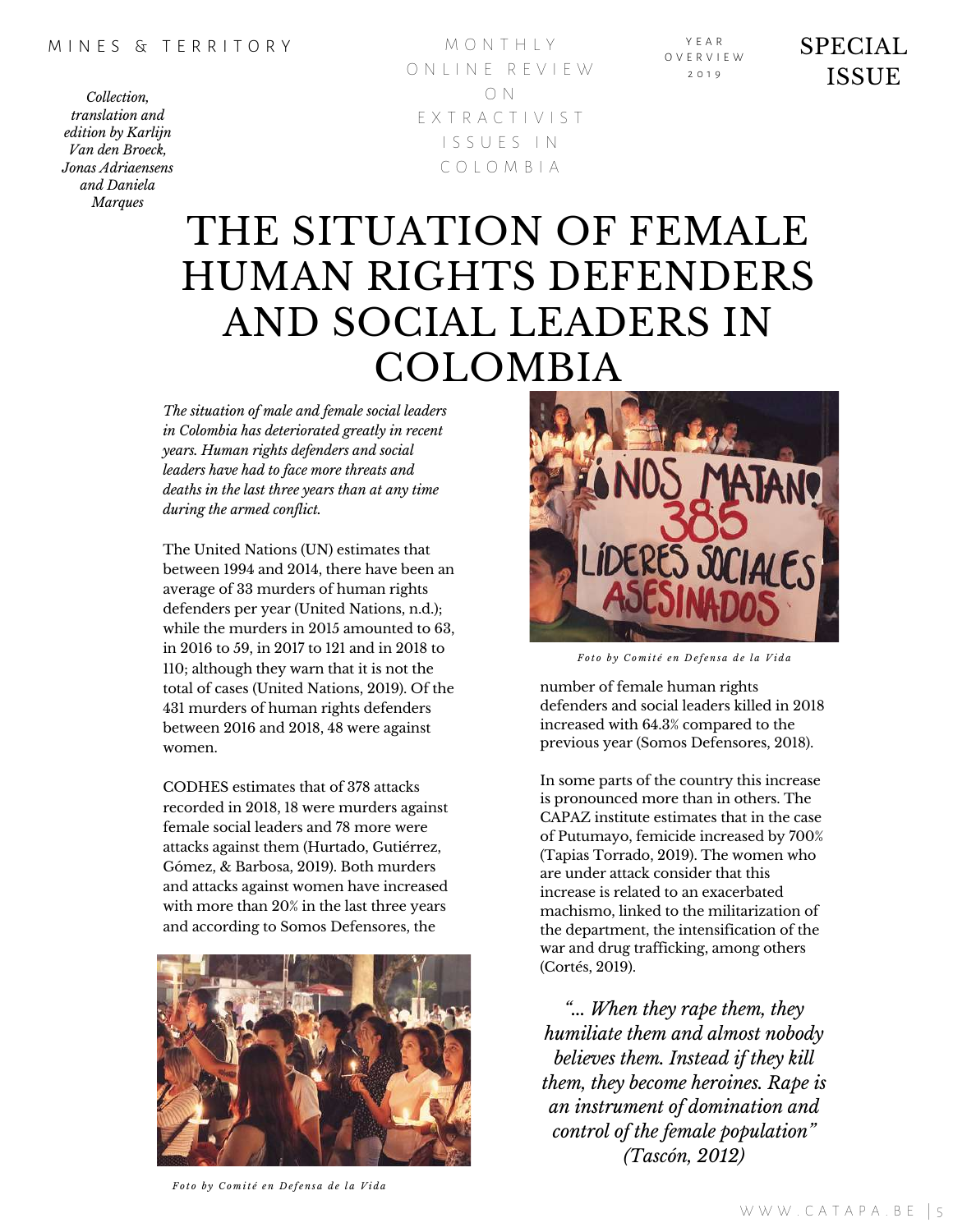# THE SITUATION OF FEMALE HUMAN RIGHTS DEFENDERS AND SOCIAL LEADERS IN COLOMBIA

*Collection, translation and edition by Karlijn Van den Broeck, Jonas Adriaensens and Daniela Marques*

*The situation of male and female social leaders in Colombia has deteriorated greatly in recent years. Human rights defenders and social leaders have had to face more threats and deaths in the last three years than at any time during the armed conflict.*

The United Nations (UN) estimates that between 1994 and 2014, there have been an average of 33 murders of human rights defenders per year (United Nations, n.d.); while the murders in 2015 amounted to 63, in 2016 to 59, in 2017 to 121 and in 2018 to 110; although they warn that it is not the total of cases (United Nations, 2019). Of the 431 murders of human rights defenders between 2016 and 2018, 48 were against women.

CODHES estimates that of 378 attacks recorded in 2018, 18 were murders against female social leaders and 78 more were attacks against them (Hurtado, Gutiérrez, Gómez, & Barbosa, 2019). Both murders and attacks against women have increased with more than 20% in the last three years and according to Somos Defensores, the number of female human rights defenders and social leaders killed in 2018 increased with 64.3% compared to the previous year (Somos Defensores, 2018).

Foto by Comité en Defensa de la Vida

Foto by Comité en Defensa de la Vida

In some parts of the country this increase is pronounced more than in others. The CAPAZ institute estimates that in the case of Putumayo, femicide increased by 700% (Tapias Torrado, 2019). The women who are under attack consider that this increase is related to an exacerbated machismo, linked to the militarization of the department, the intensification of the war and drug trafficking, among others (Cortés, 2019).

> *"... When they rape them, they humiliate them and almost nobody believes them. Instead if they kill them, they become heroines. Rape is an instrument of domination and control of the female population" (Tascón, 2012)*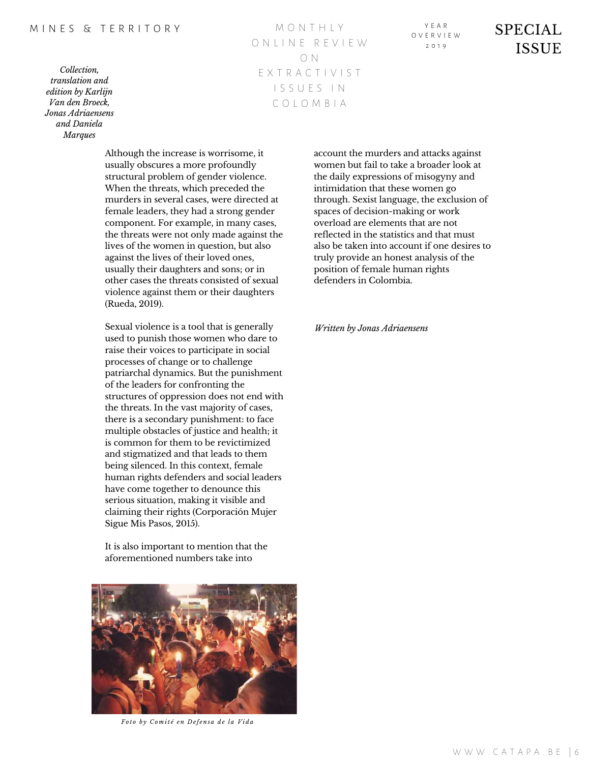Although the increase is worrisome, it usually obscures a more profoundly structural problem of gender violence. When the threats, which preceded the murders in several cases, were directed at female leaders, they had a strong gender component. For example, in many cases, the threats were not only made against the lives of the women in question, but also against the lives of their loved ones, usually their daughters and sons; or in other cases the threats consisted of sexual violence against them or their daughters (Rueda, 2019).

Sexual violence is a tool that is generally used to punish those women who dare to raise their voices to participate in social processes of change or to challenge patriarchal dynamics. But the punishment of the leaders for confronting the structures of oppression does not end with the threats. In the vast majority of cases, there is a secondary punishment: to face multiple obstacles of justice and health; it is common for them to be revictimized and stigmatized and that leads to them being silenced. In this context, female human rights defenders and social leaders have come together to denounce this serious situation, making it visible and claiming their rights (Corporación Mujer Sigue Mis Pasos, 2015).

It is also important to mention that the aforementioned numbers take into account the murders and attacks against women but fail to take a broader look at the daily expressions of misogyny and intimidation that these women go through. Sexist language, the exclusion of spaces of decision-making or work overload are elements that are not reflected in the statistics and that must also be taken into account if one desires to truly provide an honest analysis of the position of female human rights defenders in Colombia.

*Foto by Comité en Defensa de la Vida*

*Written by Jonas Adriaensens*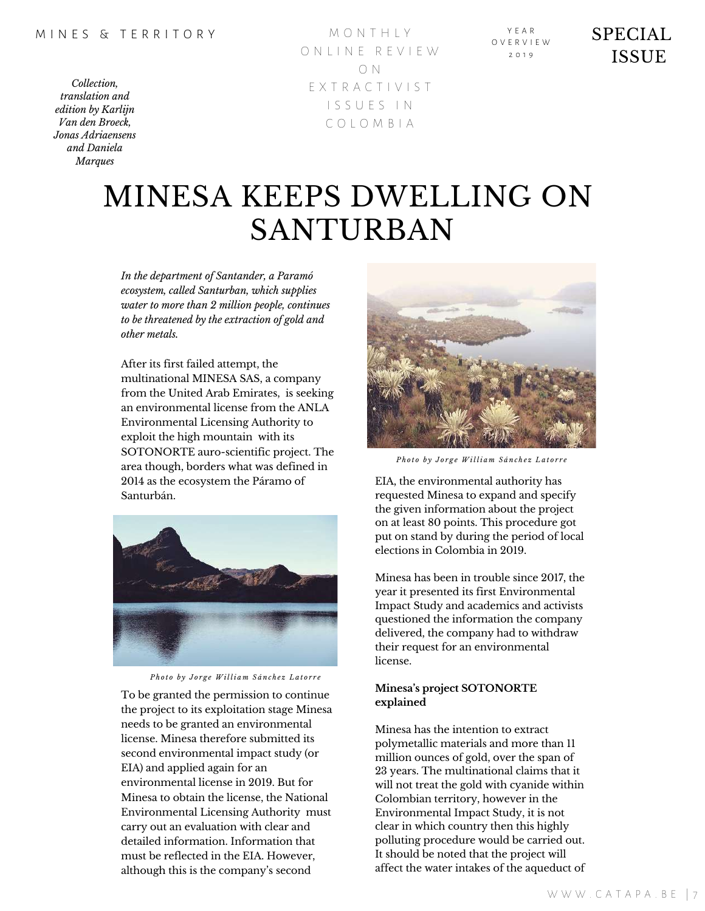MINES & TERRITORY

MONTHLY ONLINE REVIEW ON EXTRACTIVIST ISSUES IN COLOMBIA

YEAR OVERVIEW 2019

SPECIAL ISSUE

*Collection, translation and edition by Karlijn Van den Broeck, Jonas Adriaensens and Daniela Marques*

# MINESA KEEPS DWELLING ON SANTURBAN

*In the department of Santander, a Paramó ecosystem, called Santurban, which supplies water to more than 2 million people, continues to be threatened by the extraction of gold and other metals.*

After its first failed attempt, the multinational MINESA SAS, a company from the United Arab Emirates, is seeking an environmental license from the ANLA Environmental Licensing Authority to exploit the high mountain with its SOTONORTE auro-scientific project. The area though, borders what was defined in 2014 as the ecosystem the Páramo of Santurbán.

*Photo by Jorge William Sánchez Latorre*

To be granted the permission to continue the project to its exploitation stage Minesa needs to be granted an environmental license. Minesa therefore submitted its second environmental impact study (or EIA) and applied again for an environmental license in 2019. But for Minesa to obtain the license, the National Environmental Licensing Authority must carry out an evaluation with clear and detailed information. Information that must be reflected in the EIA. However, although this is the company's second EIA, the environmental authority has requested Minesa to expand and specify the given information about the project on at least 80 points. This procedure got put on stand by during the period of local elections in Colombia in 2019.

*Photo by Jorge William Sánchez Latorre*

Minesa has been in trouble since 2017, the year it presented its first Environmental Impact Study and academics and activists questioned the information the company delivered, the company had to withdraw their request for an environmental license.

**Minesa's project SOTONORTE explained**

Minesa has the intention to extract polymetallic materials and more than 11 million ounces of gold, over the span of 23 years. The multinational claims that it will not treat the gold with cyanide within Colombian territory, however in the Environmental Impact Study, it is not clear in which country then this highly polluting procedure would be carried out. It should be noted that the project will affect the water intakes of the aqueduct of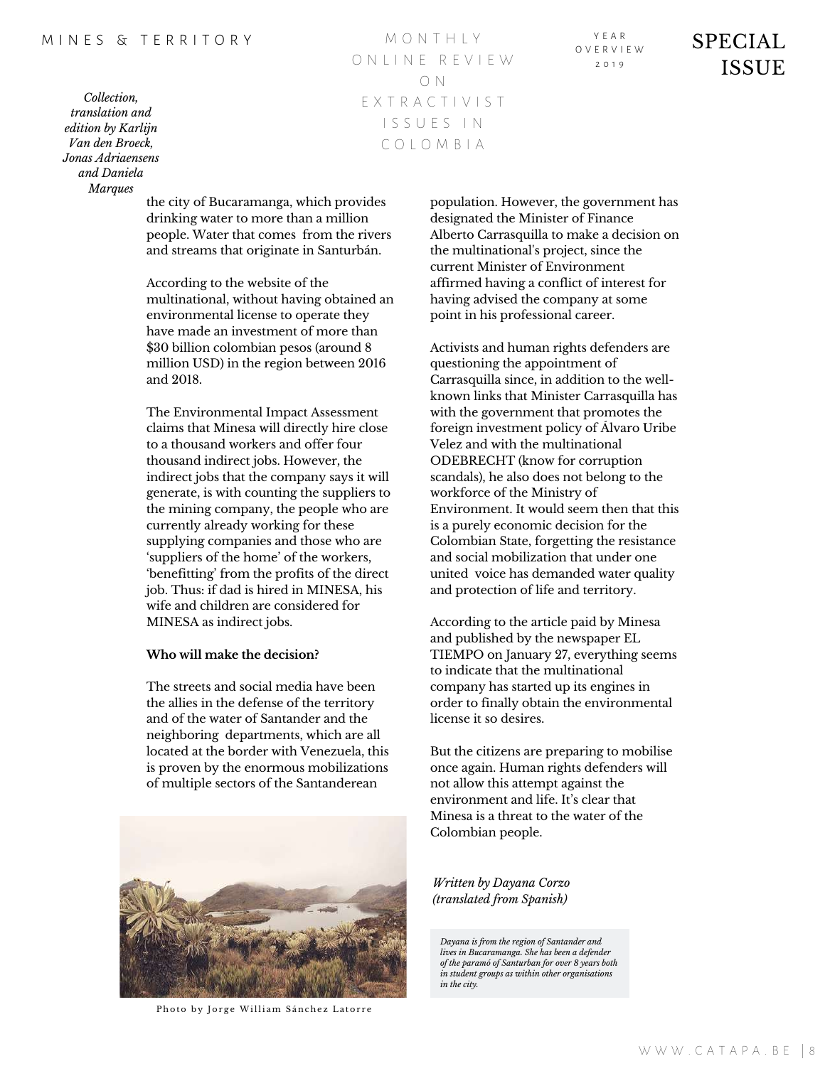the city of Bucaramanga, which provides drinking water to more than a million people. Water that comes from the rivers and streams that originate in Santurbán.

According to the website of the multinational, without having obtained an environmental license to operate they have made an investment of more than $30 billion colombian pesos (around 8 million USD) in the region between 2016 and 2018.

The Environmental Impact Assessment claims that Minesa will directly hire close to a thousand workers and offer four thousand indirect jobs. However, the indirect jobs that the company says it will generate, is with counting the suppliers to the mining company, the people who are currently already working for these supplying companies and those who are 'suppliers of the home' of the workers, 'benefitting' from the profits of the direct job. Thus: if dad is hired in MINESA, his wife and children are considered for MINESA as indirect jobs.

**Who will make the decision?**

The streets and social media have been the allies in the defense of the territory and of the water of Santander and the neighboring departments, which are all located at the border with Venezuela, this is proven by the enormous mobilizations of multiple sectors of the Santanderean population. However, the government has designated the Minister of Finance Alberto Carrasquilla to make a decision on the multinational's project, since the current Minister of Environment affirmed having a conflict of interest for having advised the company at some point in his professional career.

Activists and human rights defenders are questioning the appointment of Carrasquilla since, in addition to the well-known links that Minister Carrasquilla has with the government that promotes the foreign investment policy of Álvaro Uribe Velez and with the multinational ODEBRECHT (know for corruption scandals), he also does not belong to the workforce of the Ministry of Environment. It would seem then that this is a purely economic decision for the Colombian State, forgetting the resistance and social mobilization that under one united voice has demanded water quality and protection of life and territory.

According to the article paid by Minesa and published by the newspaper EL TIEMPO on January 27, everything seems to indicate that the multinational company has started up its engines in order to finally obtain the environmental license it so desires.

But the citizens are preparing to mobilise once again. Human rights defenders will not allow this attempt against the environment and life. It's clear that Minesa is a threat to the water of the Colombian people.

Photo by Jorge William Sánchez Latorre

*Written by Dayana Corzo (translated from Spanish)*

*Dayana is from the region of Santander and lives in Bucaramanga. She has been a defender of the paramó of Santurban for over 8 years both in student groups as within other organisations in the city.*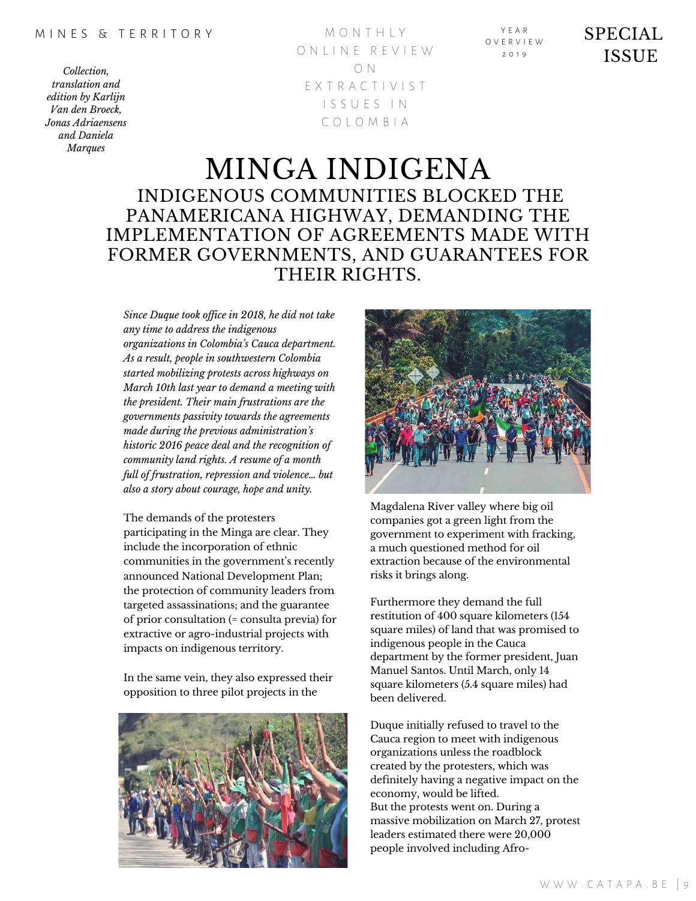# MINGA INDIGENA

## INDIGENOUS COMMUNITIES BLOCKED THE PANAMERICANA HIGHWAY, DEMANDING THE IMPLEMENTATION OF AGREEMENTS MADE WITH FORMER GOVERNMENTS, AND GUARANTEES FOR THEIR RIGHTS.

*Since Duque took office in 2018, he did not take any time to address the indigenous organizations in Colombia's Cauca department. As a result, people in southwestern Colombia started mobilizing protests across highways on March 10th last year to demand a meeting with the president. Their main frustrations are the governments passivity towards the agreements made during the previous administration's historic 2016 peace deal and the recognition of community land rights. A resume of a month full of frustration, repression and violence... but also a story about courage, hope and unity.*

The demands of the protesters participating in the Minga are clear. They include the incorporation of ethnic communities in the government's recently announced National Development Plan; the protection of community leaders from targeted assassinations; and the guarantee of prior consultation (= consulta previa) for extractive or agro-industrial projects with impacts on indigenous territory.

In the same vein, they also expressed their opposition to three pilot projects in the Magdalena River valley where big oil companies got a green light from the government to experiment with fracking, a much questioned method for oil extraction because of the environmental risks it brings along.

Furthermore they demand the full restitution of 400 square kilometers (154 square miles) of land that was promised to indigenous people in the Cauca department by the former president, Juan Manuel Santos. Until March, only 14 square kilometers (5.4 square miles) had been delivered.

Duque initially refused to travel to the Cauca region to meet with indigenous organizations unless the roadblock created by the protesters, which was definitely having a negative impact on the economy, would be lifted.
But the protests went on. During a massive mobilization on March 27, protest leaders estimated there were 20,000 people involved including Afro-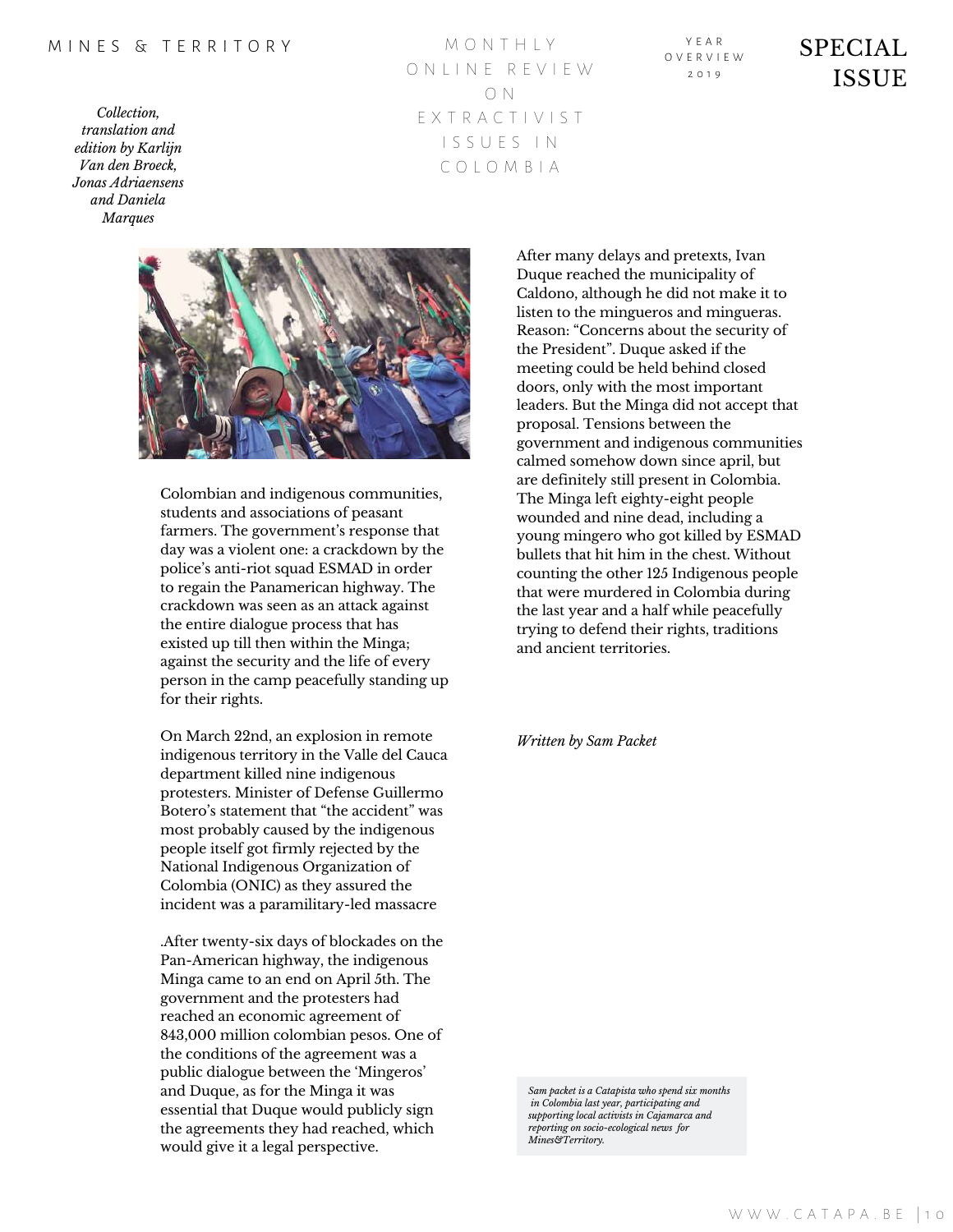Colombian and indigenous communities, students and associations of peasant farmers. The government's response that day was a violent one: a crackdown by the police's anti-riot squad ESMAD in order to regain the Panamerican highway. The crackdown was seen as an attack against the entire dialogue process that has existed up till then within the Minga; against the security and the life of every person in the camp peacefully standing up for their rights.

On March 22nd, an explosion in remote indigenous territory in the Valle del Cauca department killed nine indigenous protesters. Minister of Defense Guillermo Botero's statement that "the accident" was most probably caused by the indigenous people itself got firmly rejected by the National Indigenous Organization of Colombia (ONIC) as they assured the incident was a paramilitary-led massacre

.After twenty-six days of blockades on the Pan-American highway, the indigenous Minga came to an end on April 5th. The government and the protesters had reached an economic agreement of 843,000 million colombian pesos. One of the conditions of the agreement was a public dialogue between the 'Mingeros' and Duque, as for the Minga it was essential that Duque would publicly sign the agreements they had reached, which would give it a legal perspective.

After many delays and pretexts, Ivan Duque reached the municipality of Caldono, although he did not make it to listen to the mingueros and mingueras. Reason: "Concerns about the security of the President". Duque asked if the meeting could be held behind closed doors, only with the most important leaders. But the Minga did not accept that proposal. Tensions between the government and indigenous communities calmed somehow down since april, but are definitely still present in Colombia. The Minga left eighty-eight people wounded and nine dead, including a young mingero who got killed by ESMAD bullets that hit him in the chest. Without counting the other 125 Indigenous people that were murdered in Colombia during the last year and a half while peacefully trying to defend their rights, traditions and ancient territories.

*Written by Sam Packet*

*Sam packet is a Catapista who spend six months in Colombia last year, participating and supporting local activists in Cajamarca and reporting on socio-ecological news for Mines&Territory.*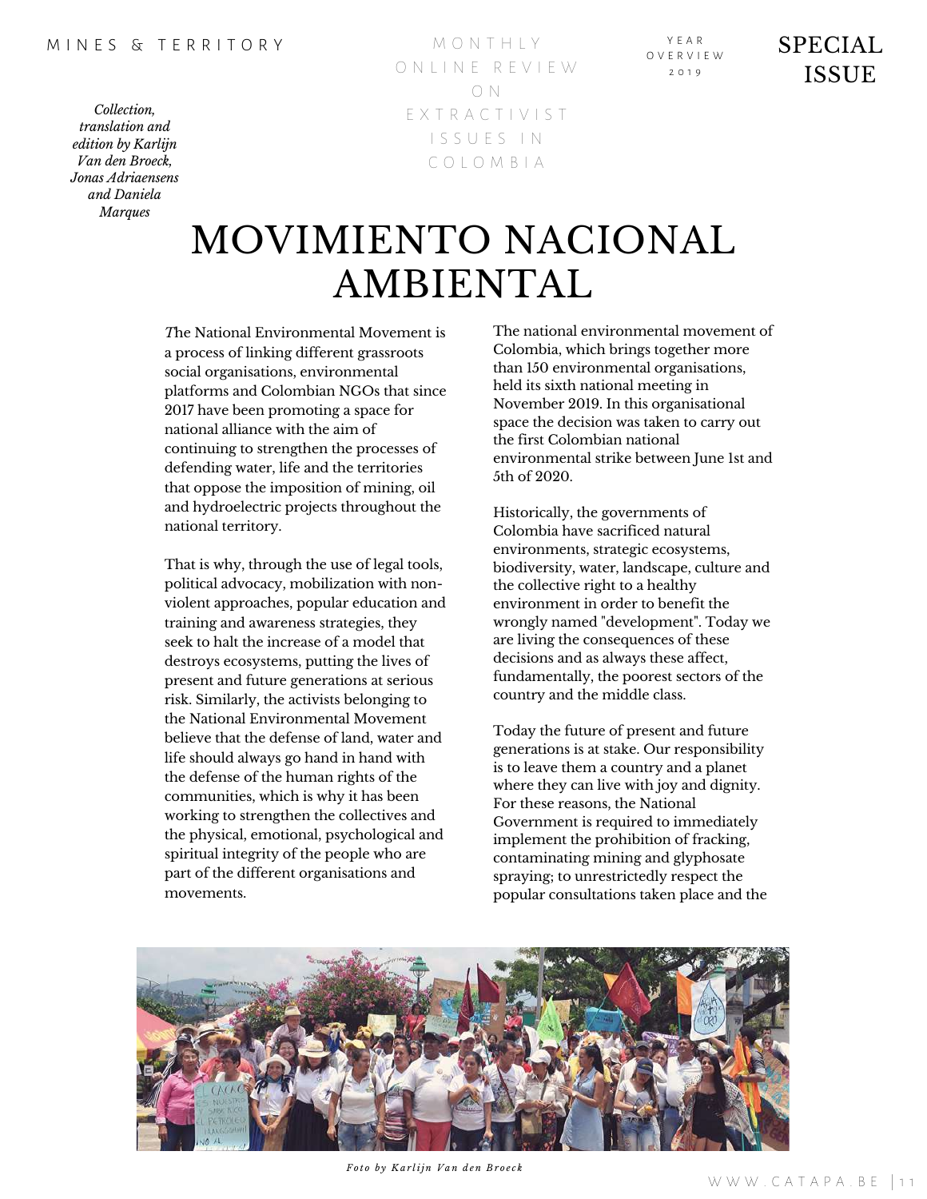*Collection, translation and edition by Karlijn Van den Broeck, Jonas Adriaensens and Daniela Marques*

# MOVIMIENTO NACIONAL AMBIENTAL

The National Environmental Movement is a process of linking different grassroots social organisations, environmental platforms and Colombian NGOs that since 2017 have been promoting a space for national alliance with the aim of continuing to strengthen the processes of defending water, life and the territories that oppose the imposition of mining, oil and hydroelectric projects throughout the national territory.

That is why, through the use of legal tools, political advocacy, mobilization with non-violent approaches, popular education and training and awareness strategies, they seek to halt the increase of a model that destroys ecosystems, putting the lives of present and future generations at serious risk. Similarly, the activists belonging to the National Environmental Movement believe that the defense of land, water and life should always go hand in hand with the defense of the human rights of the communities, which is why it has been working to strengthen the collectives and the physical, emotional, psychological and spiritual integrity of the people who are part of the different organisations and movements.

The national environmental movement of Colombia, which brings together more than 150 environmental organisations, held its sixth national meeting in November 2019. In this organisational space the decision was taken to carry out the first Colombian national environmental strike between June 1st and 5th of 2020.

Historically, the governments of Colombia have sacrificed natural environments, strategic ecosystems, biodiversity, water, landscape, culture and the collective right to a healthy environment in order to benefit the wrongly named "development". Today we are living the consequences of these decisions and as always these affect, fundamentally, the poorest sectors of the country and the middle class.

Today the future of present and future generations is at stake. Our responsibility is to leave them a country and a planet where they can live with joy and dignity. For these reasons, the National Government is required to immediately implement the prohibition of fracking, contaminating mining and glyphosate spraying; to unrestrictedly respect the popular consultations taken place and the

*Foto by Karlijn Van den Broeck*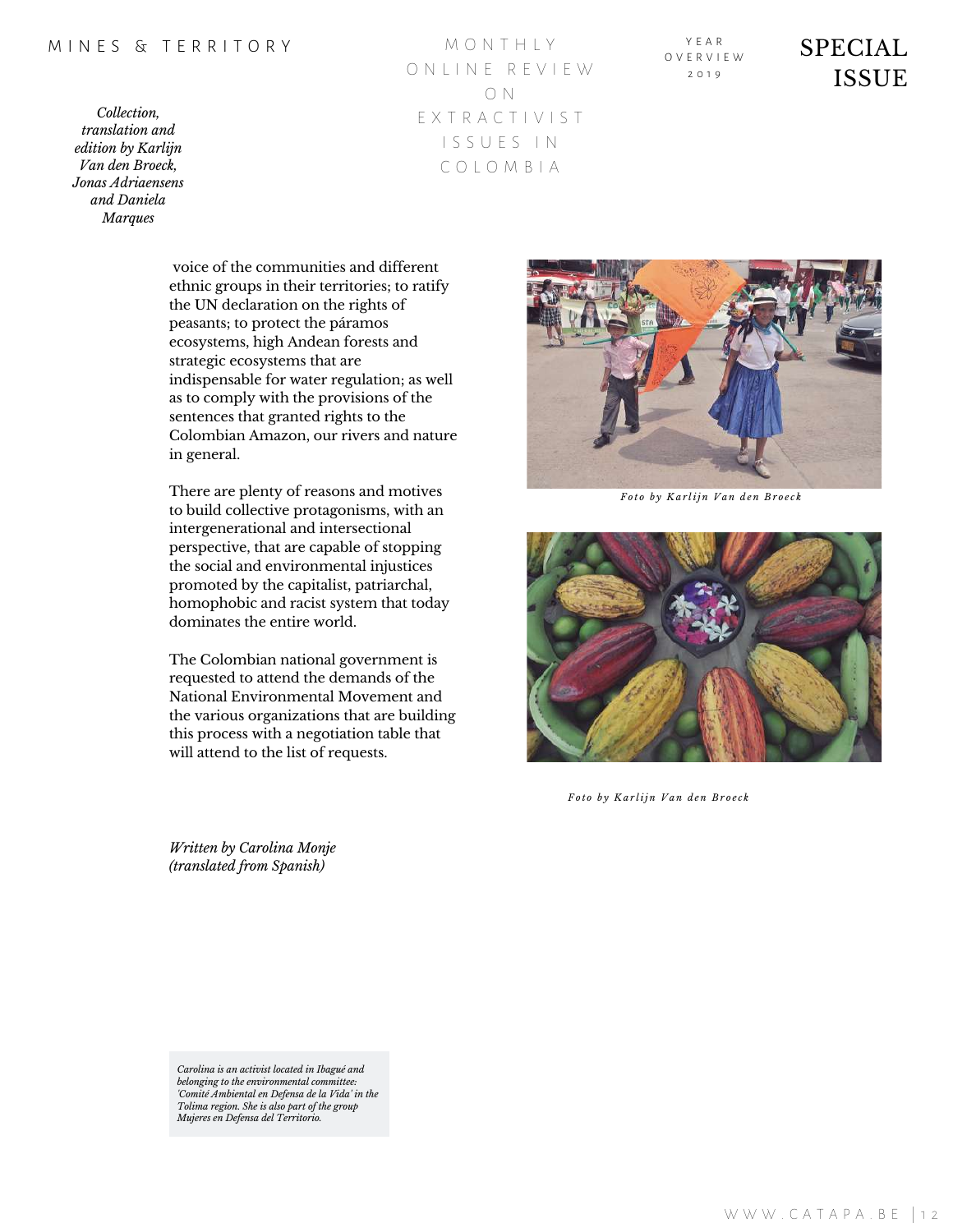voice of the communities and different ethnic groups in their territories; to ratify the UN declaration on the rights of peasants; to protect the páramos ecosystems, high Andean forests and strategic ecosystems that are indispensable for water regulation; as well as to comply with the provisions of the sentences that granted rights to the Colombian Amazon, our rivers and nature in general.

There are plenty of reasons and motives to build collective protagonisms, with an intergenerational and intersectional perspective, that are capable of stopping the social and environmental injustices promoted by the capitalist, patriarchal, homophobic and racist system that today dominates the entire world.

The Colombian national government is requested to attend the demands of the National Environmental Movement and the various organizations that are building this process with a negotiation table that will attend to the list of requests.

*Foto by Karlijn Van den Broeck*

*Foto by Karlijn Van den Broeck*

*Written by Carolina Monje (translated from Spanish)*

*Carolina is an activist located in Ibagué and belonging to the environmental committee: 'Comité Ambiental en Defensa de la Vida' in the Tolima region. She is also part of the group Mujeres en Defensa del Territorio.*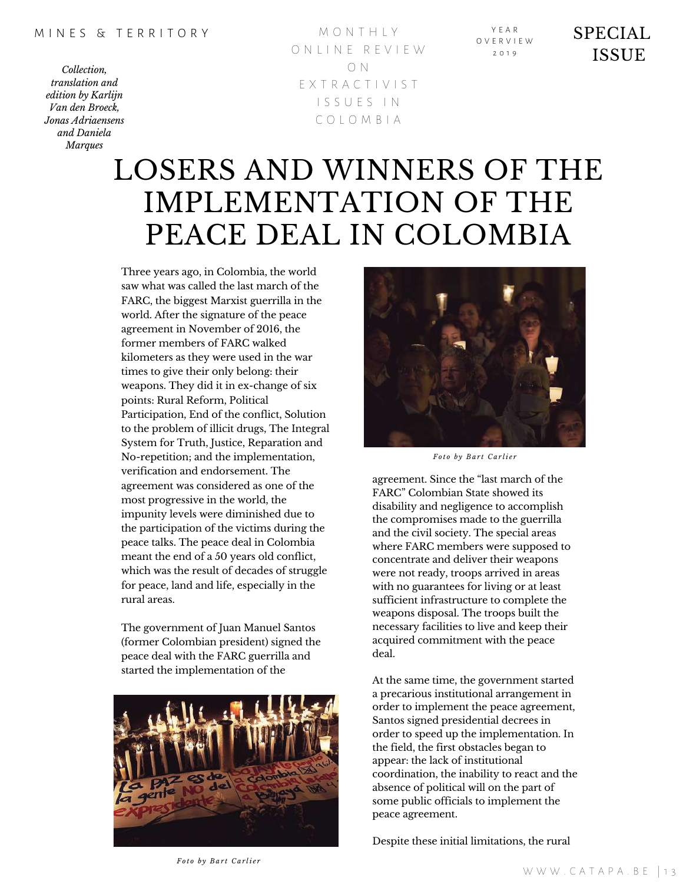# LOSERS AND WINNERS OF THE IMPLEMENTATION OF THE PEACE DEAL IN COLOMBIA

Three years ago, in Colombia, the world saw what was called the last march of the FARC, the biggest Marxist guerrilla in the world. After the signature of the peace agreement in November of 2016, the former members of FARC walked kilometers as they were used in the war times to give their only belong: their weapons. They did it in ex-change of six points: Rural Reform, Political Participation, End of the conflict, Solution to the problem of illicit drugs, The Integral System for Truth, Justice, Reparation and No-repetition; and the implementation, verification and endorsement. The agreement was considered as one of the most progressive in the world, the impunity levels were diminished due to the participation of the victims during the peace talks. The peace deal in Colombia meant the end of a 50 years old conflict, which was the result of decades of struggle for peace, land and life, especially in the rural areas.

The government of Juan Manuel Santos (former Colombian president) signed the peace deal with the FARC guerrilla and started the implementation of the agreement. Since the "last march of the FARC" Colombian State showed its disability and negligence to accomplish the compromises made to the guerrilla and the civil society. The special areas where FARC members were supposed to concentrate and deliver their weapons were not ready, troops arrived in areas with no guarantees for living or at least sufficient infrastructure to complete the weapons disposal. The troops built the necessary facilities to live and keep their acquired commitment with the peace deal.

*Foto by Bart Carlier*

*Foto by Bart Carlier*

At the same time, the government started a precarious institutional arrangement in order to implement the peace agreement, Santos signed presidential decrees in order to speed up the implementation. In the field, the first obstacles began to appear: the lack of institutional coordination, the inability to react and the absence of political will on the part of some public officials to implement the peace agreement.

Despite these initial limitations, the rural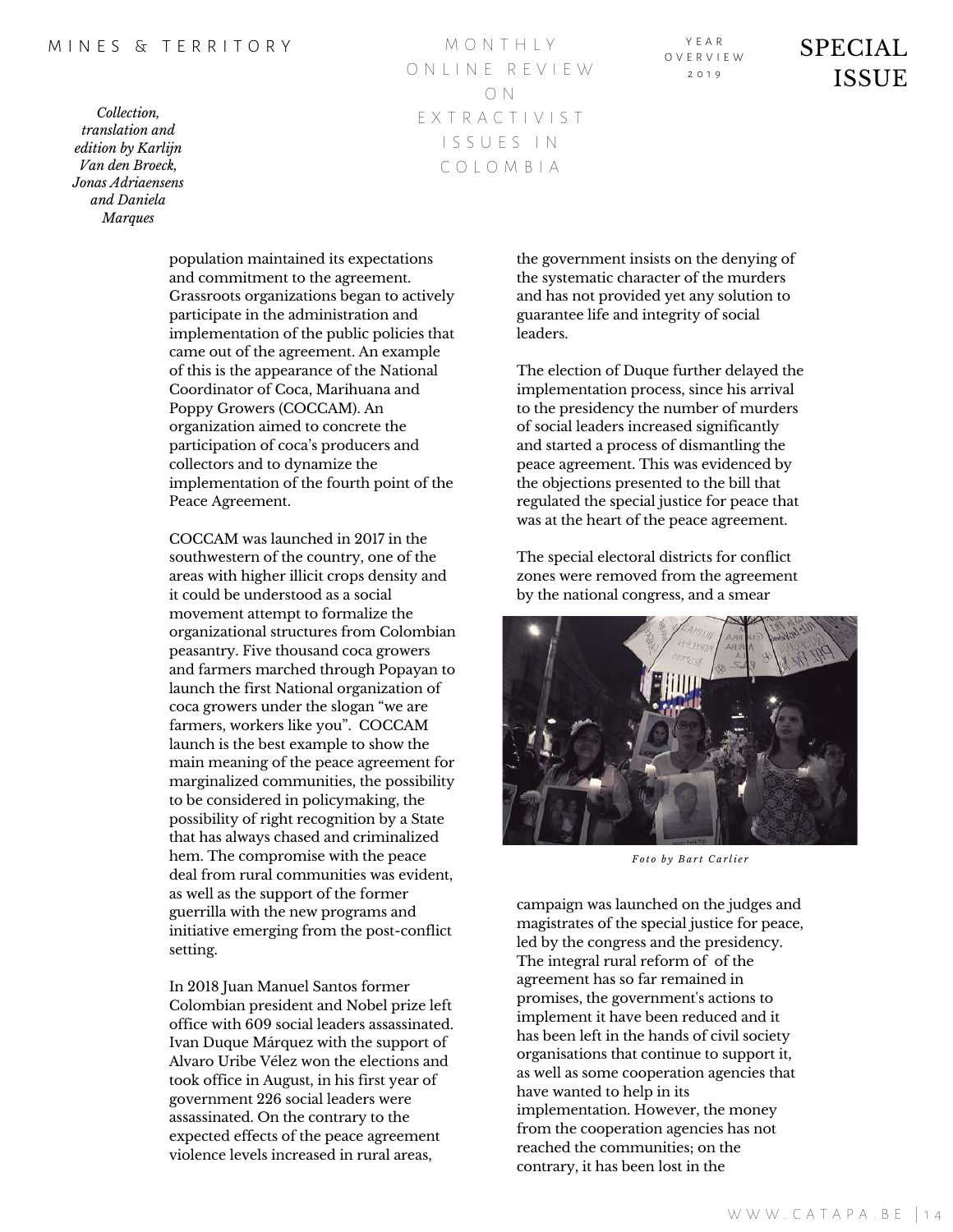population maintained its expectations and commitment to the agreement. Grassroots organizations began to actively participate in the administration and implementation of the public policies that came out of the agreement. An example of this is the appearance of the National Coordinator of Coca, Marihuana and Poppy Growers (COCCAM). An organization aimed to concrete the participation of coca's producers and collectors and to dynamize the implementation of the fourth point of the Peace Agreement.

COCCAM was launched in 2017 in the southwestern of the country, one of the areas with higher illicit crops density and it could be understood as a social movement attempt to formalize the organizational structures from Colombian peasantry. Five thousand coca growers and farmers marched through Popayan to launch the first National organization of coca growers under the slogan "we are farmers, workers like you". COCCAM launch is the best example to show the main meaning of the peace agreement for marginalized communities, the possibility to be considered in policymaking, the possibility of right recognition by a State that has always chased and criminalized hem. The compromise with the peace deal from rural communities was evident, as well as the support of the former guerrilla with the new programs and initiative emerging from the post-conflict setting.

In 2018 Juan Manuel Santos former Colombian president and Nobel prize left office with 609 social leaders assassinated. Ivan Duque Márquez with the support of Alvaro Uribe Vélez won the elections and took office in August, in his first year of government 226 social leaders were assassinated. On the contrary to the expected effects of the peace agreement violence levels increased in rural areas, the government insists on the denying of the systematic character of the murders and has not provided yet any solution to guarantee life and integrity of social leaders.

The election of Duque further delayed the implementation process, since his arrival to the presidency the number of murders of social leaders increased significantly and started a process of dismantling the peace agreement. This was evidenced by the objections presented to the bill that regulated the special justice for peace that was at the heart of the peace agreement.

The special electoral districts for conflict zones were removed from the agreement by the national congress, and a smear campaign was launched on the judges and magistrates of the special justice for peace, led by the congress and the presidency. The integral rural reform of of the agreement has so far remained in promises, the government's actions to implement it have been reduced and it has been left in the hands of civil society organisations that continue to support it, as well as some cooperation agencies that have wanted to help in its implementation. However, the money from the cooperation agencies has not reached the communities; on the contrary, it has been lost in the

*Foto by Bart Carlier*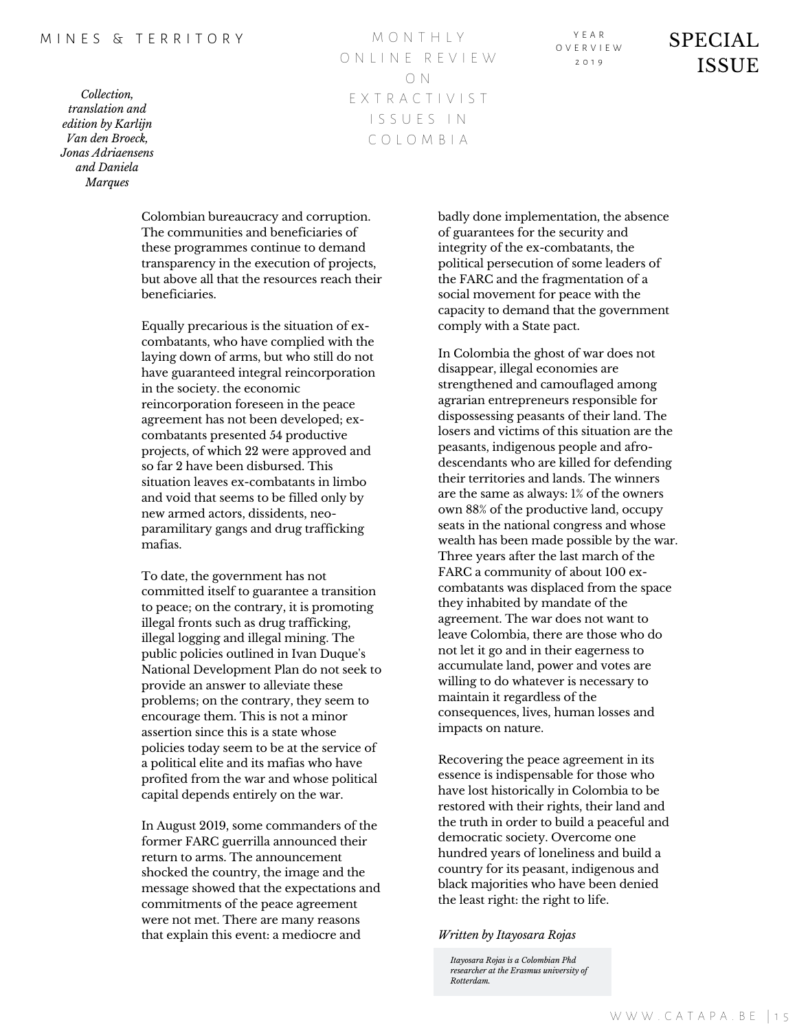Colombian bureaucracy and corruption. The communities and beneficiaries of these programmes continue to demand transparency in the execution of projects, but above all that the resources reach their beneficiaries.

Equally precarious is the situation of ex-combatants, who have complied with the laying down of arms, but who still do not have guaranteed integral reincorporation in the society. the economic reincorporation foreseen in the peace agreement has not been developed; ex-combatants presented 54 productive projects, of which 22 were approved and so far 2 have been disbursed. This situation leaves ex-combatants in limbo and void that seems to be filled only by new armed actors, dissidents, neo-paramilitary gangs and drug trafficking mafias.

To date, the government has not committed itself to guarantee a transition to peace; on the contrary, it is promoting illegal fronts such as drug trafficking, illegal logging and illegal mining. The public policies outlined in Ivan Duque's National Development Plan do not seek to provide an answer to alleviate these problems; on the contrary, they seem to encourage them. This is not a minor assertion since this is a state whose policies today seem to be at the service of a political elite and its mafias who have profited from the war and whose political capital depends entirely on the war.

In August 2019, some commanders of the former FARC guerrilla announced their return to arms. The announcement shocked the country, the image and the message showed that the expectations and commitments of the peace agreement were not met. There are many reasons that explain this event: a mediocre and badly done implementation, the absence of guarantees for the security and integrity of the ex-combatants, the political persecution of some leaders of the FARC and the fragmentation of a social movement for peace with the capacity to demand that the government comply with a State pact.

In Colombia the ghost of war does not disappear, illegal economies are strengthened and camouflaged among agrarian entrepreneurs responsible for dispossessing peasants of their land. The losers and victims of this situation are the peasants, indigenous people and afro-descendants who are killed for defending their territories and lands. The winners are the same as always: 1% of the owners own 88% of the productive land, occupy seats in the national congress and whose wealth has been made possible by the war. Three years after the last march of the FARC a community of about 100 ex-combatants was displaced from the space they inhabited by mandate of the agreement. The war does not want to leave Colombia, there are those who do not let it go and in their eagerness to accumulate land, power and votes are willing to do whatever is necessary to maintain it regardless of the consequences, lives, human losses and impacts on nature.

Recovering the peace agreement in its essence is indispensable for those who have lost historically in Colombia to be restored with their rights, their land and the truth in order to build a peaceful and democratic society. Overcome one hundred years of loneliness and build a country for its peasant, indigenous and black majorities who have been denied the least right: the right to life.

*Written by Itayosara Rojas*

*Itayosara Rojas is a Colombian Phd researcher at the Erasmus university of Rotterdam.*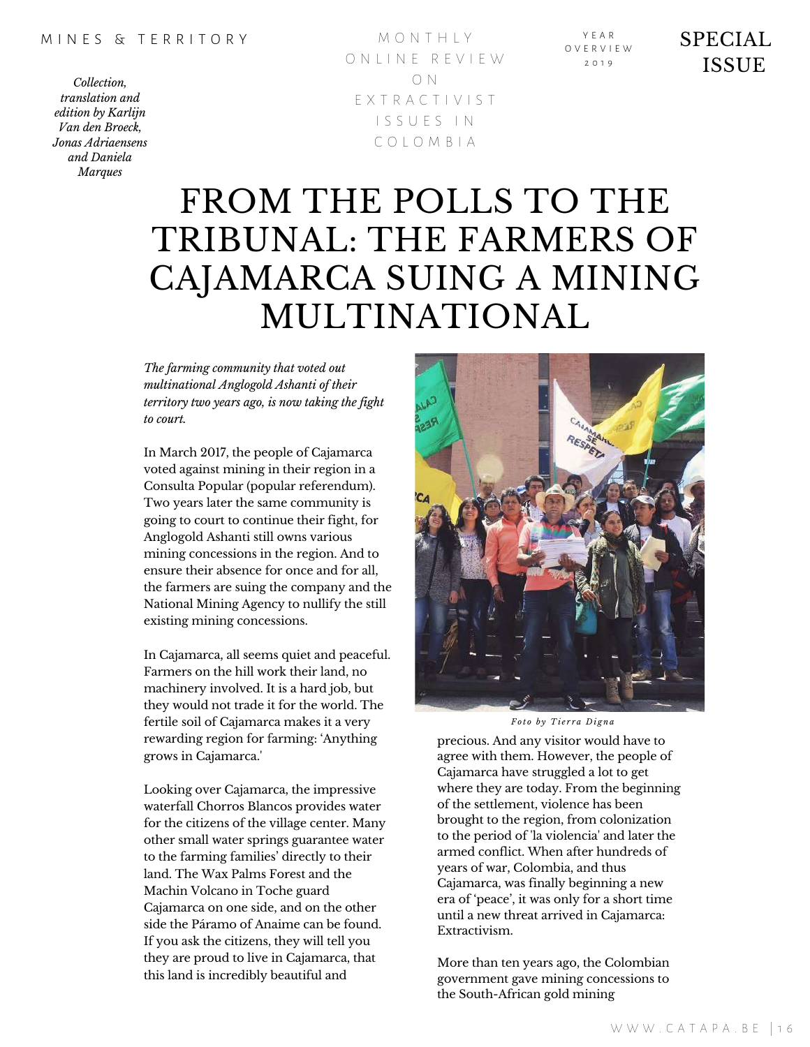# FROM THE POLLS TO THE TRIBUNAL: THE FARMERS OF CAJAMARCA SUING A MINING MULTINATIONAL

*Collection, translation and edition by Karlijn Van den Broeck, Jonas Adriaensens and Daniela Marques*

*The farming community that voted out multinational Anglogold Ashanti of their territory two years ago, is now taking the fight to court.*

In March 2017, the people of Cajamarca voted against mining in their region in a Consulta Popular (popular referendum). Two years later the same community is going to court to continue their fight, for Anglogold Ashanti still owns various mining concessions in the region. And to ensure their absence for once and for all, the farmers are suing the company and the National Mining Agency to nullify the still existing mining concessions.

In Cajamarca, all seems quiet and peaceful. Farmers on the hill work their land, no machinery involved. It is a hard job, but they would not trade it for the world. The fertile soil of Cajamarca makes it a very rewarding region for farming: 'Anything grows in Cajamarca.'

Looking over Cajamarca, the impressive waterfall Chorros Blancos provides water for the citizens of the village center. Many other small water springs guarantee water to the farming families' directly to their land. The Wax Palms Forest and the Machin Volcano in Toche guard Cajamarca on one side, and on the other side the Páramo of Anaime can be found. If you ask the citizens, they will tell you they are proud to live in Cajamarca, that this land is incredibly beautiful and precious. And any visitor would have to agree with them. However, the people of Cajamarca have struggled a lot to get where they are today. From the beginning of the settlement, violence has been brought to the region, from colonization to the period of 'la violencia' and later the armed conflict. When after hundreds of years of war, Colombia, and thus Cajamarca, was finally beginning a new era of 'peace', it was only for a short time until a new threat arrived in Cajamarca: Extractivism.

*Foto by Tierra Digna*

More than ten years ago, the Colombian government gave mining concessions to the South-African gold mining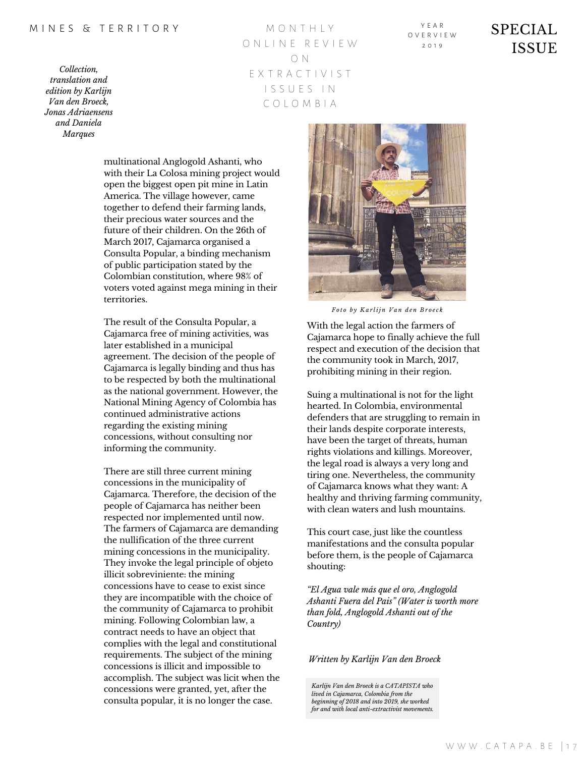*Collection, translation and edition by Karlijn Van den Broeck, Jonas Adriaensens and Daniela Marques*

multinational Anglogold Ashanti, who with their La Colosa mining project would open the biggest open pit mine in Latin America. The village however, came together to defend their farming lands, their precious water sources and the future of their children. On the 26th of March 2017, Cajamarca organised a Consulta Popular, a binding mechanism of public participation stated by the Colombian constitution, where 98% of voters voted against mega mining in their territories.

The result of the Consulta Popular, a Cajamarca free of mining activities, was later established in a municipal agreement. The decision of the people of Cajamarca is legally binding and thus has to be respected by both the multinational as the national government. However, the National Mining Agency of Colombia has continued administrative actions regarding the existing mining concessions, without consulting nor informing the community.

There are still three current mining concessions in the municipality of Cajamarca. Therefore, the decision of the people of Cajamarca has neither been respected nor implemented until now. The farmers of Cajamarca are demanding the nullification of the three current mining concessions in the municipality. They invoke the legal principle of objeto illicit sobreviniente: the mining concessions have to cease to exist since they are incompatible with the choice of the community of Cajamarca to prohibit mining. Following Colombian law, a contract needs to have an object that complies with the legal and constitutional requirements. The subject of the mining concessions is illicit and impossible to accomplish. The subject was licit when the concessions were granted, yet, after the consulta popular, it is no longer the case.

*Foto by Karlijn Van den Broeck*

With the legal action the farmers of Cajamarca hope to finally achieve the full respect and execution of the decision that the community took in March, 2017, prohibiting mining in their region.

Suing a multinational is not for the light hearted. In Colombia, environmental defenders that are struggling to remain in their lands despite corporate interests, have been the target of threats, human rights violations and killings. Moreover, the legal road is always a very long and tiring one. Nevertheless, the community of Cajamarca knows what they want: A healthy and thriving farming community, with clean waters and lush mountains.

This court case, just like the countless manifestations and the consulta popular before them, is the people of Cajamarca shouting:

*"El Agua vale más que el oro, Anglogold Ashanti Fuera del Pais" (Water is worth more than fold, Anglogold Ashanti out of the Country)*

*Written by Karlijn Van den Broeck*

*Karlijn Van den Broeck is a CATAPISTA who lived in Cajamarca, Colombia from the beginning of 2018 and into 2019, she worked for and with local anti-extractivist movements.*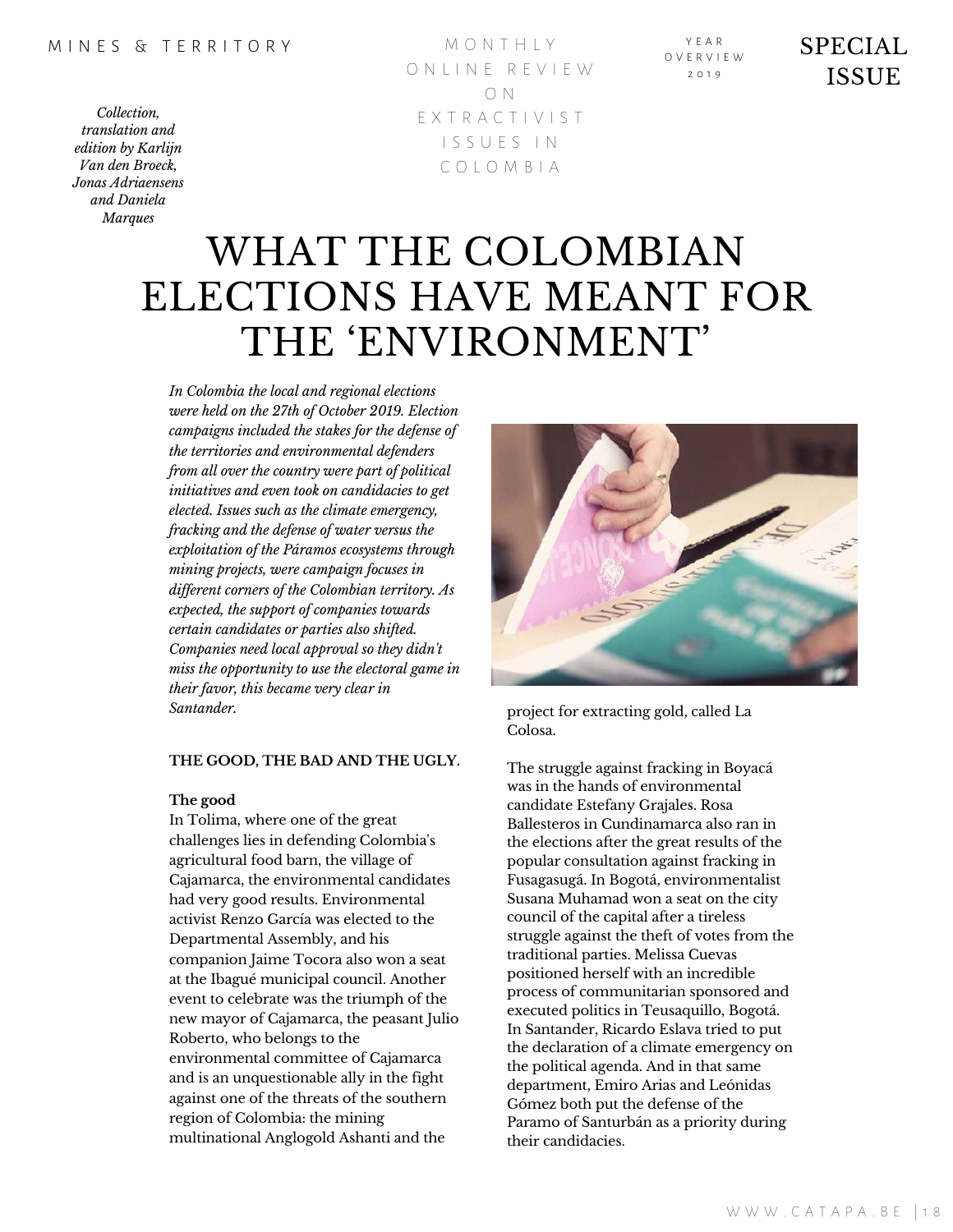*Collection, translation and edition by Karlijn Van den Broeck, Jonas Adriaensens and Daniela Marques*

# WHAT THE COLOMBIAN ELECTIONS HAVE MEANT FOR THE 'ENVIRONMENT'

*In Colombia the local and regional elections were held on the 27th of October 2019. Election campaigns included the stakes for the defense of the territories and environmental defenders from all over the country were part of political initiatives and even took on candidacies to get elected. Issues such as the climate emergency, fracking and the defense of water versus the exploitation of the Páramos ecosystems through mining projects, were campaign focuses in different corners of the Colombian territory. As expected, the support of companies towards certain candidates or parties also shifted. Companies need local approval so they didn't miss the opportunity to use the electoral game in their favor, this became very clear in Santander.*

**THE GOOD, THE BAD AND THE UGLY.**

**The good**

In Tolima, where one of the great challenges lies in defending Colombia's agricultural food barn, the village of Cajamarca, the environmental candidates had very good results. Environmental activist Renzo García was elected to the Departmental Assembly, and his companion Jaime Tocora also won a seat at the Ibagué municipal council. Another event to celebrate was the triumph of the new mayor of Cajamarca, the peasant Julio Roberto, who belongs to the environmental committee of Cajamarca and is an unquestionable ally in the fight against one of the threats of the southern region of Colombia: the mining multinational Anglogold Ashanti and the project for extracting gold, called La Colosa.

The struggle against fracking in Boyacá was in the hands of environmental candidate Estefany Grajales. Rosa Ballesteros in Cundinamarca also ran in the elections after the great results of the popular consultation against fracking in Fusagasugá. In Bogotá, environmentalist Susana Muhamad won a seat on the city council of the capital after a tireless struggle against the theft of votes from the traditional parties. Melissa Cuevas positioned herself with an incredible process of communitarian sponsored and executed politics in Teusaquillo, Bogotá. In Santander, Ricardo Eslava tried to put the declaration of a climate emergency on the political agenda. And in that same department, Emiro Arias and Leónidas Gómez both put the defense of the Paramo of Santurbán as a priority during their candidacies.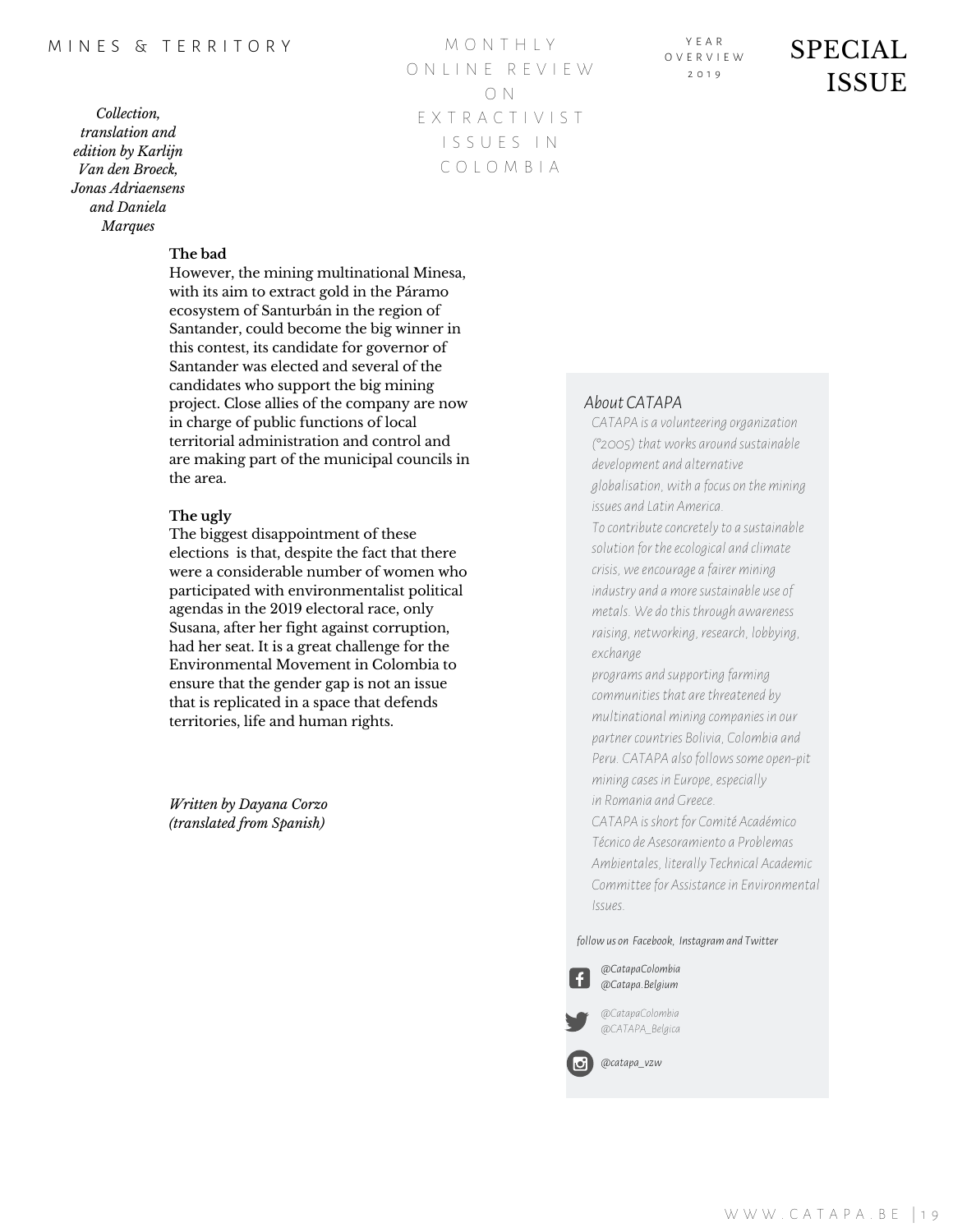**The bad**

However, the mining multinational Minesa, with its aim to extract gold in the Páramo ecosystem of Santurbán in the region of Santander, could become the big winner in this contest, its candidate for governor of Santander was elected and several of the candidates who support the big mining project. Close allies of the company are now in charge of public functions of local territorial administration and control and are making part of the municipal councils in the area.

**The ugly**

The biggest disappointment of these elections is that, despite the fact that there were a considerable number of women who participated with environmentalist political agendas in the 2019 electoral race, only Susana, after her fight against corruption, had her seat. It is a great challenge for the Environmental Movement in Colombia to ensure that the gender gap is not an issue that is replicated in a space that defends territories, life and human rights.

*Written by Dayana Corzo (translated from Spanish)*

*About CATAPA*

*CATAPA is a volunteering organization (°2005) that works around sustainable development and alternative globalisation, with a focus on the mining issues and Latin America.*
*To contribute concretely to a sustainable solution for the ecological and climate crisis, we encourage a fairer mining industry and a more sustainable use of metals. We do this through awareness raising, networking, research, lobbying, exchange programs and supporting farming communities that are threatened by multinational mining companies in our partner countries Bolivia, Colombia and Peru. CATAPA also follows some open-pit mining cases in Europe, especially in Romania and Greece.*
*CATAPA is short for Comité Académico Técnico de Asesoramiento a Problemas Ambientales, literally Technical Academic Committee for Assistance in Environmental Issues.*

*follow us on Facebook, Instagram and Twitter*

*@CatapaColombia*
*@Catapa.Belgium*

*@CatapaColombia*
*@CATAPA_Belgica*

*@catapa_vzw*